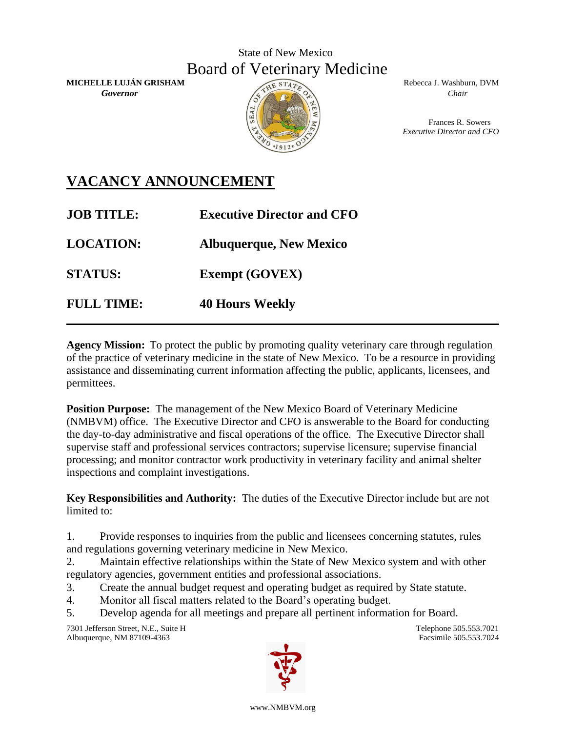State of New Mexico

# Board of Veterinary Medicine

**MICHELLE LUJÁN GRISHAM**
***Governor***

Rebecca J. Washburn, DVM
*Chair*

Frances R. Sowers
*Executive Director and CFO*

## VACANCY ANNOUNCEMENT

| | |
|---|---|
| **JOB TITLE:** | **Executive Director and CFO** |
| **LOCATION:** | **Albuquerque, New Mexico** |
| **STATUS:** | **Exempt (GOVEX)** |
| **FULL TIME:** | **40 Hours Weekly** |

---

**Agency Mission:** To protect the public by promoting quality veterinary care through regulation of the practice of veterinary medicine in the state of New Mexico. To be a resource in providing assistance and disseminating current information affecting the public, applicants, licensees, and permittees.

**Position Purpose:** The management of the New Mexico Board of Veterinary Medicine (NMBVM) office. The Executive Director and CFO is answerable to the Board for conducting the day-to-day administrative and fiscal operations of the office. The Executive Director shall supervise staff and professional services contractors; supervise licensure; supervise financial processing; and monitor contractor work productivity in veterinary facility and animal shelter inspections and complaint investigations.

**Key Responsibilities and Authority:** The duties of the Executive Director include but are not limited to:

1. Provide responses to inquiries from the public and licensees concerning statutes, rules and regulations governing veterinary medicine in New Mexico.
2. Maintain effective relationships within the State of New Mexico system and with other regulatory agencies, government entities and professional associations.
3. Create the annual budget request and operating budget as required by State statute.
4. Monitor all fiscal matters related to the Board's operating budget.
5. Develop agenda for all meetings and prepare all pertinent information for Board.

7301 Jefferson Street, N.E., Suite H
Albuquerque, NM 87109-4363

Telephone 505.553.7021
Facsimile 505.553.7024

www.NMBVM.org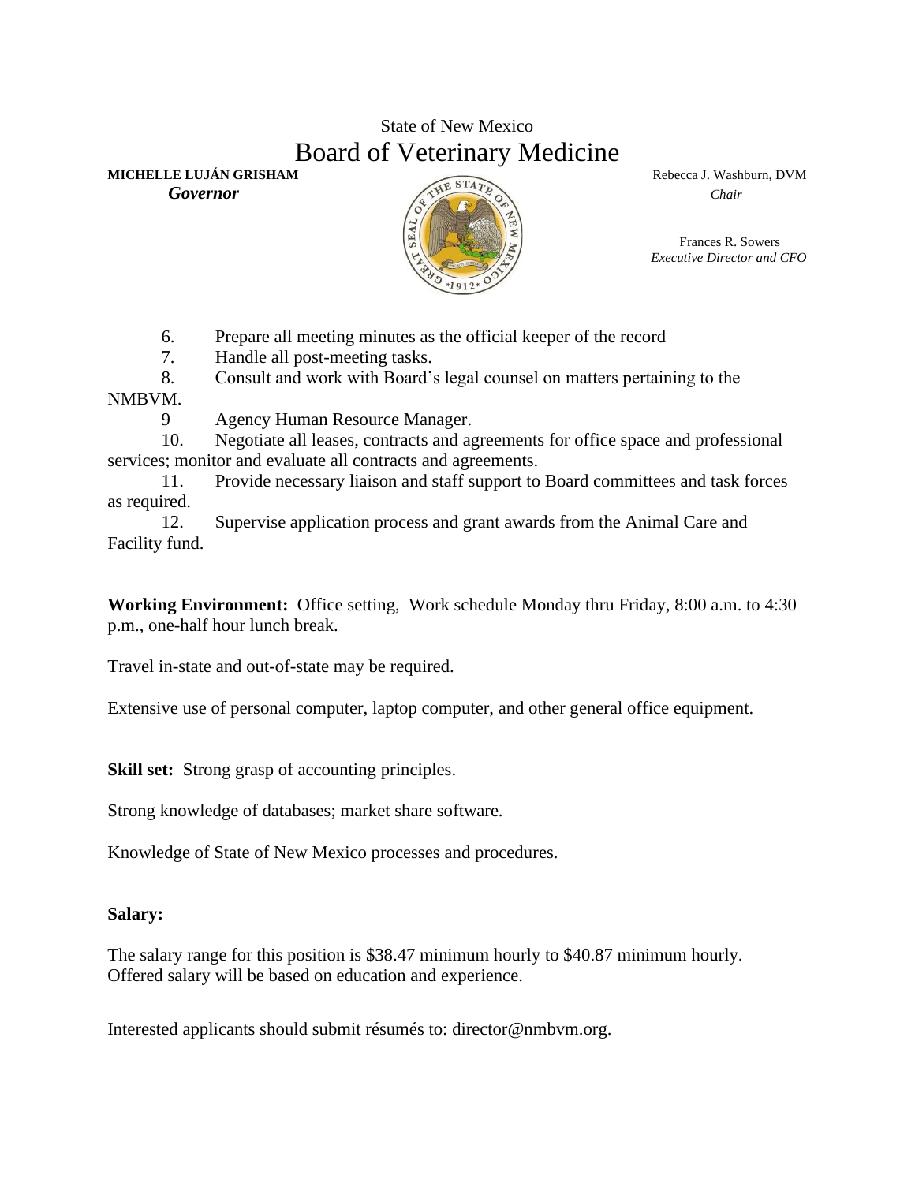State of New Mexico

# Board of Veterinary Medicine

**MICHELLE LUJÁN GRISHAM**
***Governor***

Rebecca J. Washburn, DVM
*Chair*

Frances R. Sowers
*Executive Director and CFO*

6. Prepare all meeting minutes as the official keeper of the record
7. Handle all post-meeting tasks.
8. Consult and work with Board's legal counsel on matters pertaining to the NMBVM.
9 Agency Human Resource Manager.
10. Negotiate all leases, contracts and agreements for office space and professional services; monitor and evaluate all contracts and agreements.
11. Provide necessary liaison and staff support to Board committees and task forces as required.
12. Supervise application process and grant awards from the Animal Care and Facility fund.

**Working Environment:** Office setting, Work schedule Monday thru Friday, 8:00 a.m. to 4:30 p.m., one-half hour lunch break.

Travel in-state and out-of-state may be required.

Extensive use of personal computer, laptop computer, and other general office equipment.

**Skill set:** Strong grasp of accounting principles.

Strong knowledge of databases; market share software.

Knowledge of State of New Mexico processes and procedures.

**Salary:**

The salary range for this position is $38.47 minimum hourly to $40.87 minimum hourly. Offered salary will be based on education and experience.

Interested applicants should submit résumés to: director@nmbvm.org.